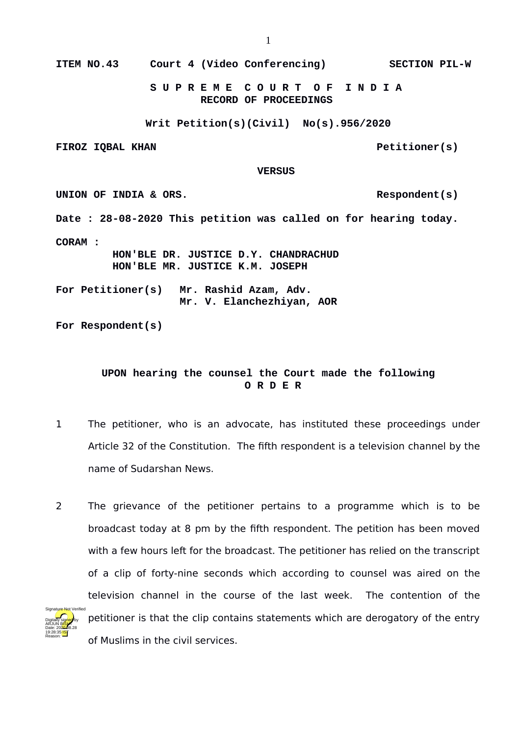ITEM NO.43      Court 4 (Video Conferencing)      SECTION PIL-W

**S U P R E M E   C O U R T   O F   I N D I A**
**RECORD OF PROCEEDINGS**

**Writ Petition(s)(Civil) No(s).956/2020**

**FIROZ IQBAL KHAN**                                   **Petitioner(s)**

**VERSUS**

**UNION OF INDIA & ORS.**                              **Respondent(s)**

**Date : 28-08-2020 This petition was called on for hearing today.**

**CORAM :**
**HON'BLE DR. JUSTICE D.Y. CHANDRACHUD**
**HON'BLE MR. JUSTICE K.M. JOSEPH**

**For Petitioner(s)**   **Mr. Rashid Azam, Adv.**
**Mr. V. Elanchezhiyan, AOR**

**For Respondent(s)**

**UPON hearing the counsel the Court made the following**
**O R D E R**

1 The petitioner, who is an advocate, has instituted these proceedings under Article 32 of the Constitution. The fifth respondent is a television channel by the name of Sudarshan News.

2 The grievance of the petitioner pertains to a programme which is to be broadcast today at 8 pm by the fifth respondent. The petition has been moved with a few hours left for the broadcast. The petitioner has relied on the transcript of a clip of forty-nine seconds which according to counsel was aired on the television channel in the course of the last week. The contention of the petitioner is that the clip contains statements which are derogatory of the entry of Muslims in the civil services.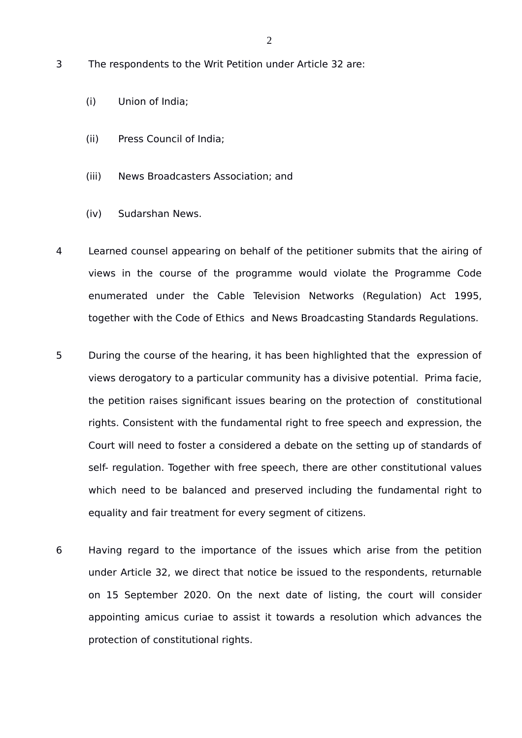3 The respondents to the Writ Petition under Article 32 are:

   (i) Union of India;

   (ii) Press Council of India;

   (iii) News Broadcasters Association; and

   (iv) Sudarshan News.

4 Learned counsel appearing on behalf of the petitioner submits that the airing of views in the course of the programme would violate the Programme Code enumerated under the Cable Television Networks (Regulation) Act 1995, together with the Code of Ethics and News Broadcasting Standards Regulations.

5 During the course of the hearing, it has been highlighted that the expression of views derogatory to a particular community has a divisive potential. Prima facie, the petition raises significant issues bearing on the protection of constitutional rights. Consistent with the fundamental right to free speech and expression, the Court will need to foster a considered a debate on the setting up of standards of self- regulation. Together with free speech, there are other constitutional values which need to be balanced and preserved including the fundamental right to equality and fair treatment for every segment of citizens.

6 Having regard to the importance of the issues which arise from the petition under Article 32, we direct that notice be issued to the respondents, returnable on 15 September 2020. On the next date of listing, the court will consider appointing amicus curiae to assist it towards a resolution which advances the protection of constitutional rights.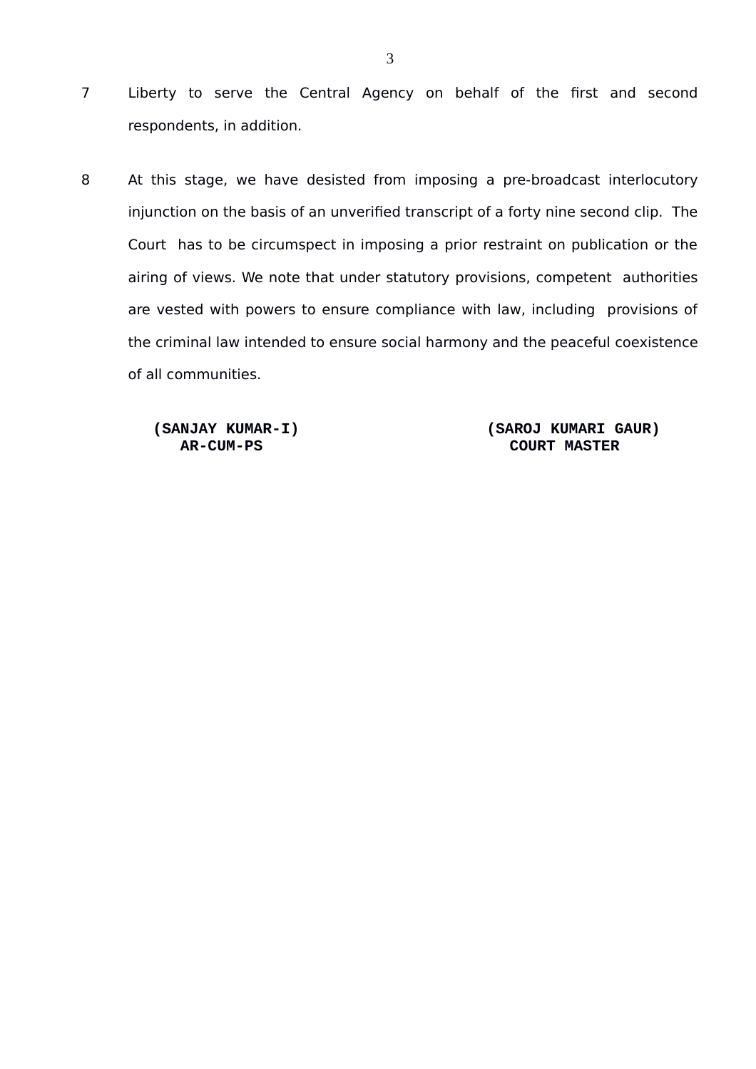7 Liberty to serve the Central Agency on behalf of the first and second respondents, in addition.

8 At this stage, we have desisted from imposing a pre-broadcast interlocutory injunction on the basis of an unverified transcript of a forty nine second clip. The Court has to be circumspect in imposing a prior restraint on publication or the airing of views. We note that under statutory provisions, competent authorities are vested with powers to ensure compliance with law, including provisions of the criminal law intended to ensure social harmony and the peaceful coexistence of all communities.

| | |
|---|---|
| **(SANJAY KUMAR-I)** | **(SAROJ KUMARI GAUR)** |
| **AR-CUM-PS** | **COURT MASTER** |